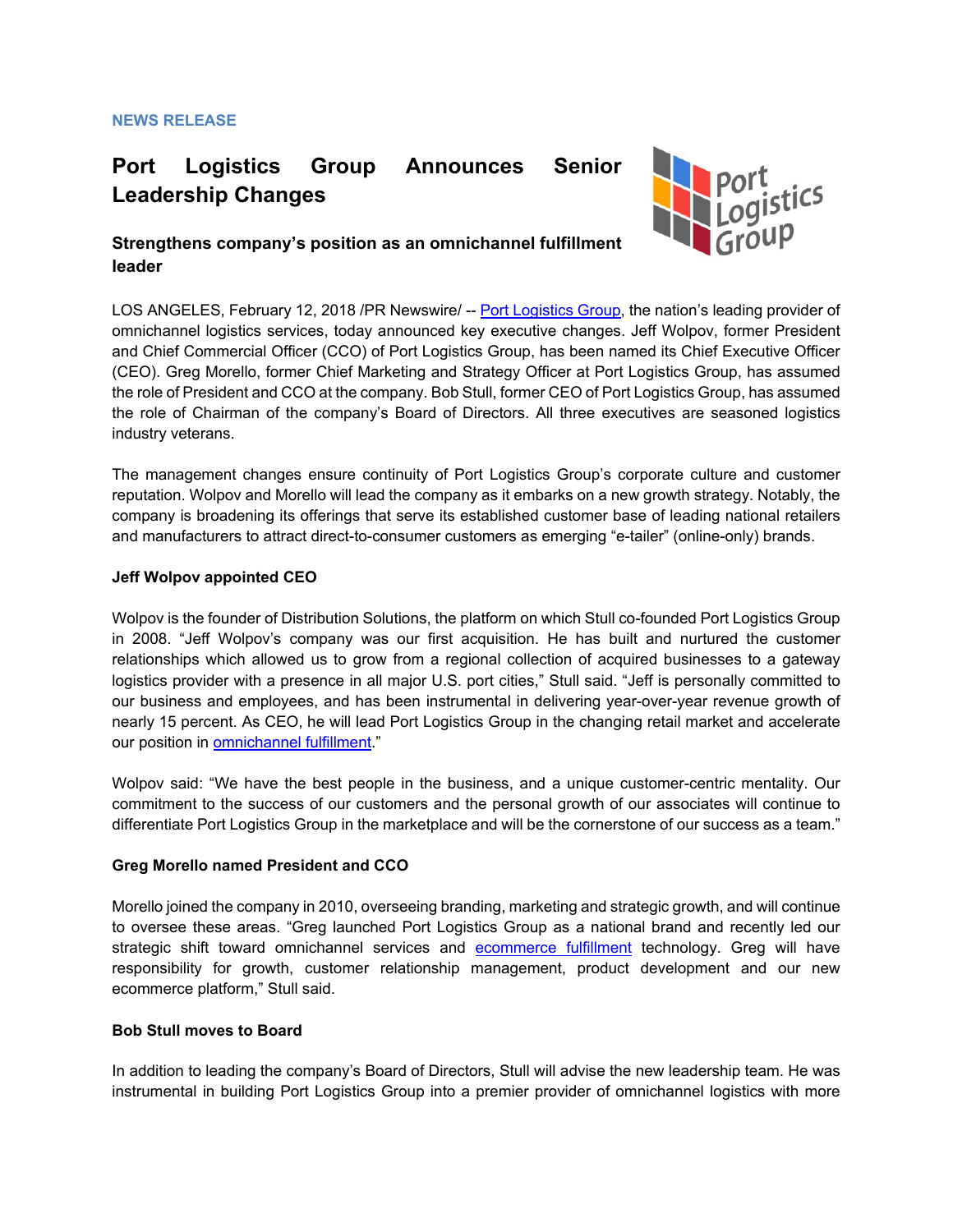**NEWS RELEASE**

# Port Logistics Group Announces Senior Leadership Changes

### Strengthens company's position as an omnichannel fulfillment leader

LOS ANGELES, February 12, 2018 /PR Newswire/ -- Port Logistics Group, the nation's leading provider of omnichannel logistics services, today announced key executive changes. Jeff Wolpov, former President and Chief Commercial Officer (CCO) of Port Logistics Group, has been named its Chief Executive Officer (CEO). Greg Morello, former Chief Marketing and Strategy Officer at Port Logistics Group, has assumed the role of President and CCO at the company. Bob Stull, former CEO of Port Logistics Group, has assumed the role of Chairman of the company's Board of Directors. All three executives are seasoned logistics industry veterans.

The management changes ensure continuity of Port Logistics Group's corporate culture and customer reputation. Wolpov and Morello will lead the company as it embarks on a new growth strategy. Notably, the company is broadening its offerings that serve its established customer base of leading national retailers and manufacturers to attract direct-to-consumer customers as emerging "e-tailer" (online-only) brands.

**Jeff Wolpov appointed CEO**

Wolpov is the founder of Distribution Solutions, the platform on which Stull co-founded Port Logistics Group in 2008. "Jeff Wolpov's company was our first acquisition. He has built and nurtured the customer relationships which allowed us to grow from a regional collection of acquired businesses to a gateway logistics provider with a presence in all major U.S. port cities," Stull said. "Jeff is personally committed to our business and employees, and has been instrumental in delivering year-over-year revenue growth of nearly 15 percent. As CEO, he will lead Port Logistics Group in the changing retail market and accelerate our position in omnichannel fulfillment."

Wolpov said: "We have the best people in the business, and a unique customer-centric mentality. Our commitment to the success of our customers and the personal growth of our associates will continue to differentiate Port Logistics Group in the marketplace and will be the cornerstone of our success as a team."

**Greg Morello named President and CCO**

Morello joined the company in 2010, overseeing branding, marketing and strategic growth, and will continue to oversee these areas. "Greg launched Port Logistics Group as a national brand and recently led our strategic shift toward omnichannel services and ecommerce fulfillment technology. Greg will have responsibility for growth, customer relationship management, product development and our new ecommerce platform," Stull said.

**Bob Stull moves to Board**

In addition to leading the company's Board of Directors, Stull will advise the new leadership team. He was instrumental in building Port Logistics Group into a premier provider of omnichannel logistics with more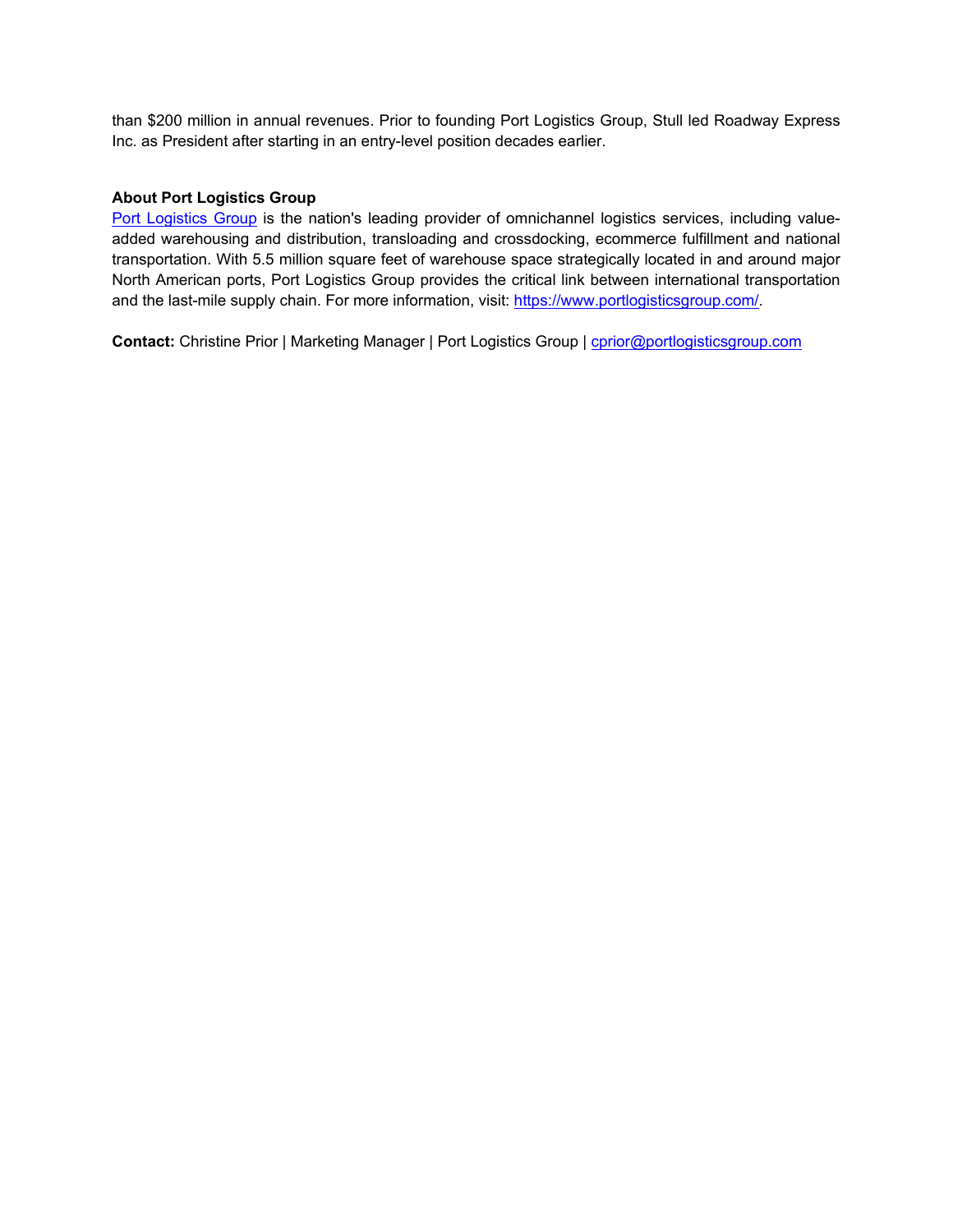than $200 million in annual revenues. Prior to founding Port Logistics Group, Stull led Roadway Express Inc. as President after starting in an entry-level position decades earlier.

**About Port Logistics Group**

[Port Logistics Group](https://www.portlogisticsgroup.com/) is the nation's leading provider of omnichannel logistics services, including value-added warehousing and distribution, transloading and crossdocking, ecommerce fulfillment and national transportation. With 5.5 million square feet of warehouse space strategically located in and around major North American ports, Port Logistics Group provides the critical link between international transportation and the last-mile supply chain. For more information, visit: https://www.portlogisticsgroup.com/.

**Contact:** Christine Prior | Marketing Manager | Port Logistics Group | cprior@portlogisticsgroup.com